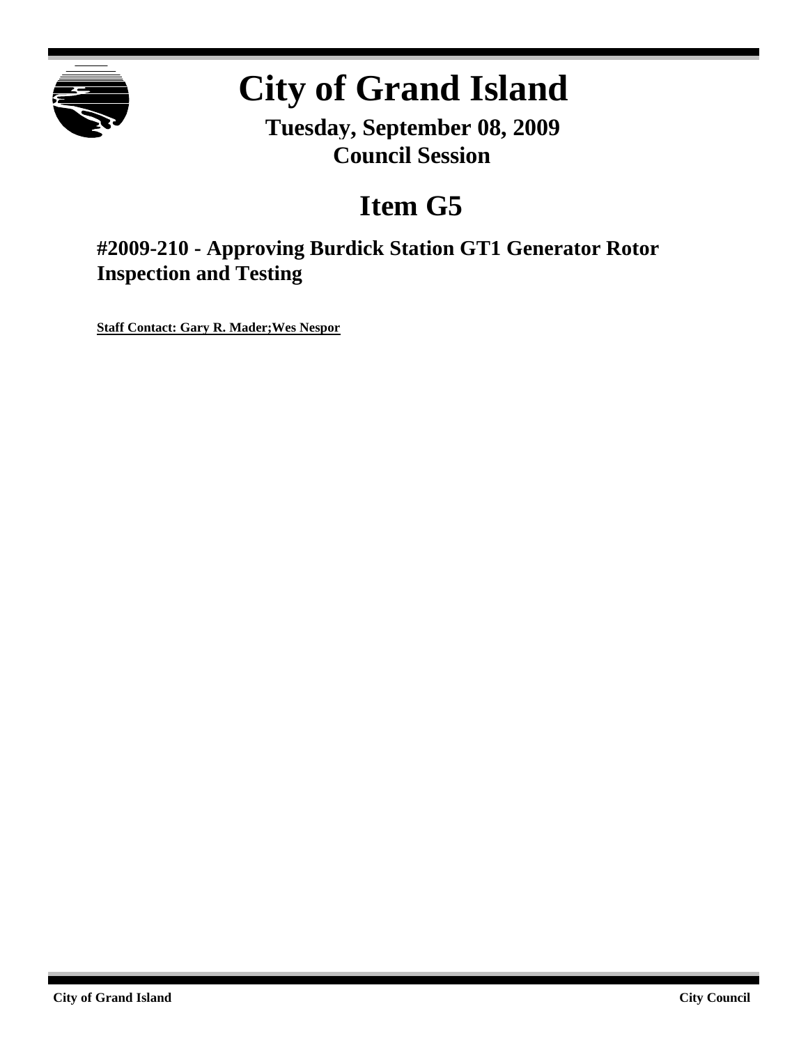# City of Grand Island

**Tuesday, September 08, 2009**
**Council Session**

## Item G5

### #2009-210 - Approving Burdick Station GT1 Generator Rotor Inspection and Testing

**Staff Contact: Gary R. Mader;Wes Nespor**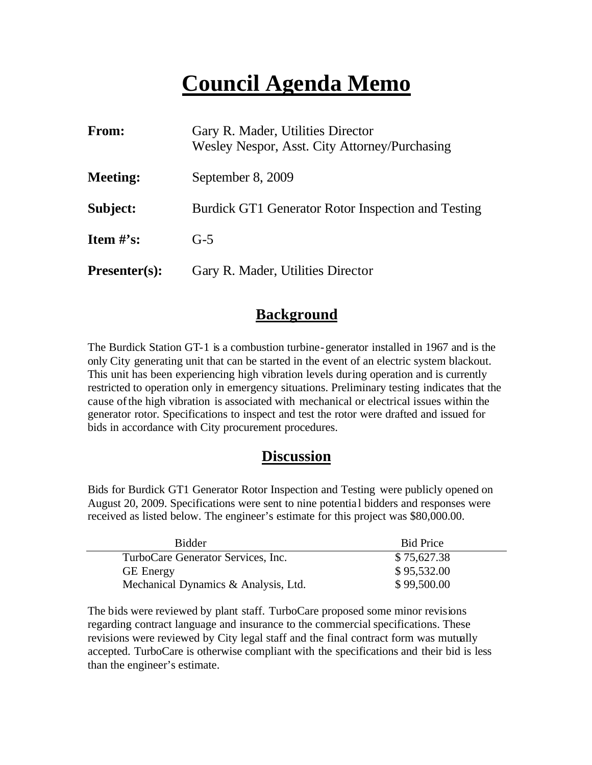# Council Agenda Memo

**From:** Gary R. Mader, Utilities Director
Wesley Nespor, Asst. City Attorney/Purchasing

**Meeting:** September 8, 2009

**Subject:** Burdick GT1 Generator Rotor Inspection and Testing

**Item #'s:** G-5

**Presenter(s):** Gary R. Mader, Utilities Director

## Background

The Burdick Station GT-1 is a combustion turbine-generator installed in 1967 and is the only City generating unit that can be started in the event of an electric system blackout. This unit has been experiencing high vibration levels during operation and is currently restricted to operation only in emergency situations. Preliminary testing indicates that the cause of the high vibration is associated with mechanical or electrical issues within the generator rotor. Specifications to inspect and test the rotor were drafted and issued for bids in accordance with City procurement procedures.

## Discussion

Bids for Burdick GT1 Generator Rotor Inspection and Testing were publicly opened on August 20, 2009. Specifications were sent to nine potential bidders and responses were received as listed below. The engineer's estimate for this project was $80,000.00.

| Bidder | Bid Price |
|---|---|
| TurboCare Generator Services, Inc. | $ 75,627.38 |
| GE Energy | $ 95,532.00 |
| Mechanical Dynamics & Analysis, Ltd. | $ 99,500.00 |

The bids were reviewed by plant staff. TurboCare proposed some minor revisions regarding contract language and insurance to the commercial specifications. These revisions were reviewed by City legal staff and the final contract form was mutually accepted. TurboCare is otherwise compliant with the specifications and their bid is less than the engineer's estimate.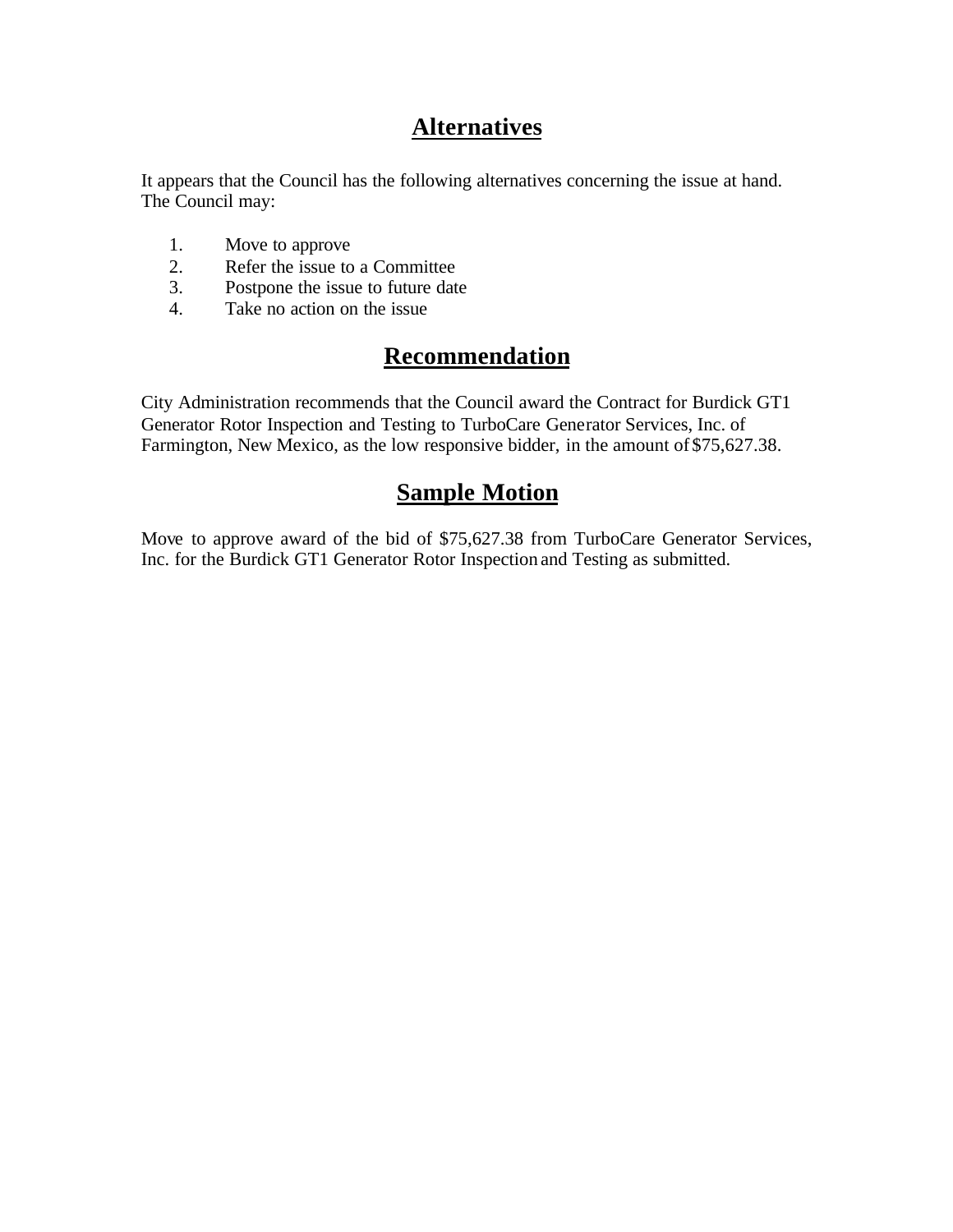## Alternatives

It appears that the Council has the following alternatives concerning the issue at hand. The Council may:

1. Move to approve
2. Refer the issue to a Committee
3. Postpone the issue to future date
4. Take no action on the issue

## Recommendation

City Administration recommends that the Council award the Contract for Burdick GT1 Generator Rotor Inspection and Testing to TurboCare Generator Services, Inc. of Farmington, New Mexico, as the low responsive bidder, in the amount of $75,627.38.

## Sample Motion

Move to approve award of the bid of $75,627.38 from TurboCare Generator Services, Inc. for the Burdick GT1 Generator Rotor Inspection and Testing as submitted.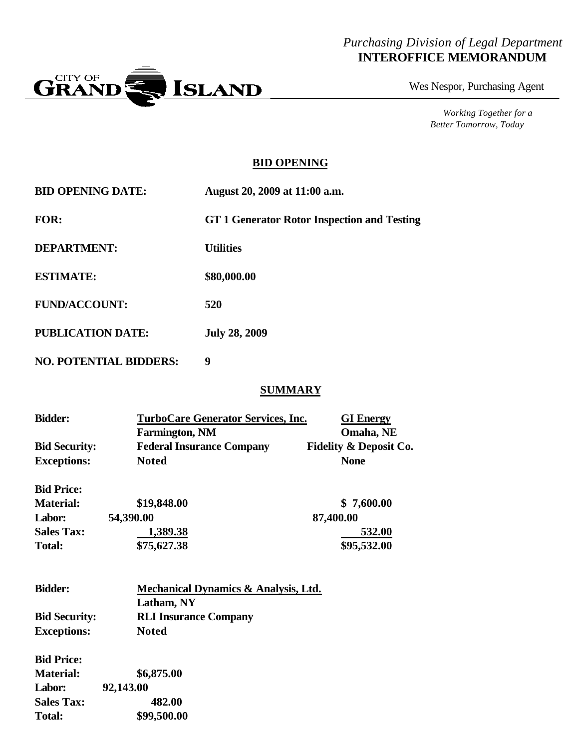*Purchasing Division of Legal Department*
**INTEROFFICE MEMORANDUM**

CITY OF GRAND ISLAND

Wes Nespor, Purchasing Agent

*Working Together for a Better Tomorrow, Today*

## BID OPENING

| | |
|---|---|
| **BID OPENING DATE:** | **August 20, 2009 at 11:00 a.m.** |
| **FOR:** | **GT 1 Generator Rotor Inspection and Testing** |
| **DEPARTMENT:** | **Utilities** |
| **ESTIMATE:** | **$80,000.00** |
| **FUND/ACCOUNT:** | **520** |
| **PUBLICATION DATE:** | **July 28, 2009** |
| **NO. POTENTIAL BIDDERS:** | **9** |

## SUMMARY

| | | |
|---|---|---|
| **Bidder:** | **TurboCare Generator Services, Inc.** Farmington, NM | **GI Energy** Omaha, NE |
| **Bid Security:** | **Federal Insurance Company** | **Fidelity & Deposit Co.** |
| **Exceptions:** | **Noted** | **None** |
| **Bid Price:** | | |
| **Material:** | **$19,848.00** | **$ 7,600.00** |
| **Labor:** | **54,390.00** | **87,400.00** |
| **Sales Tax:** | **1,389.38** | **532.00** |
| **Total:** | **$75,627.38** | **$95,532.00** |

| | |
|---|---|
| **Bidder:** | **Mechanical Dynamics & Analysis, Ltd.** Latham, NY |
| **Bid Security:** | **RLI Insurance Company** |
| **Exceptions:** | **Noted** |
| **Bid Price:** | |
| **Material:** | **$6,875.00** |
| **Labor:** | **92,143.00** |
| **Sales Tax:** | **482.00** |
| **Total:** | **$99,500.00** |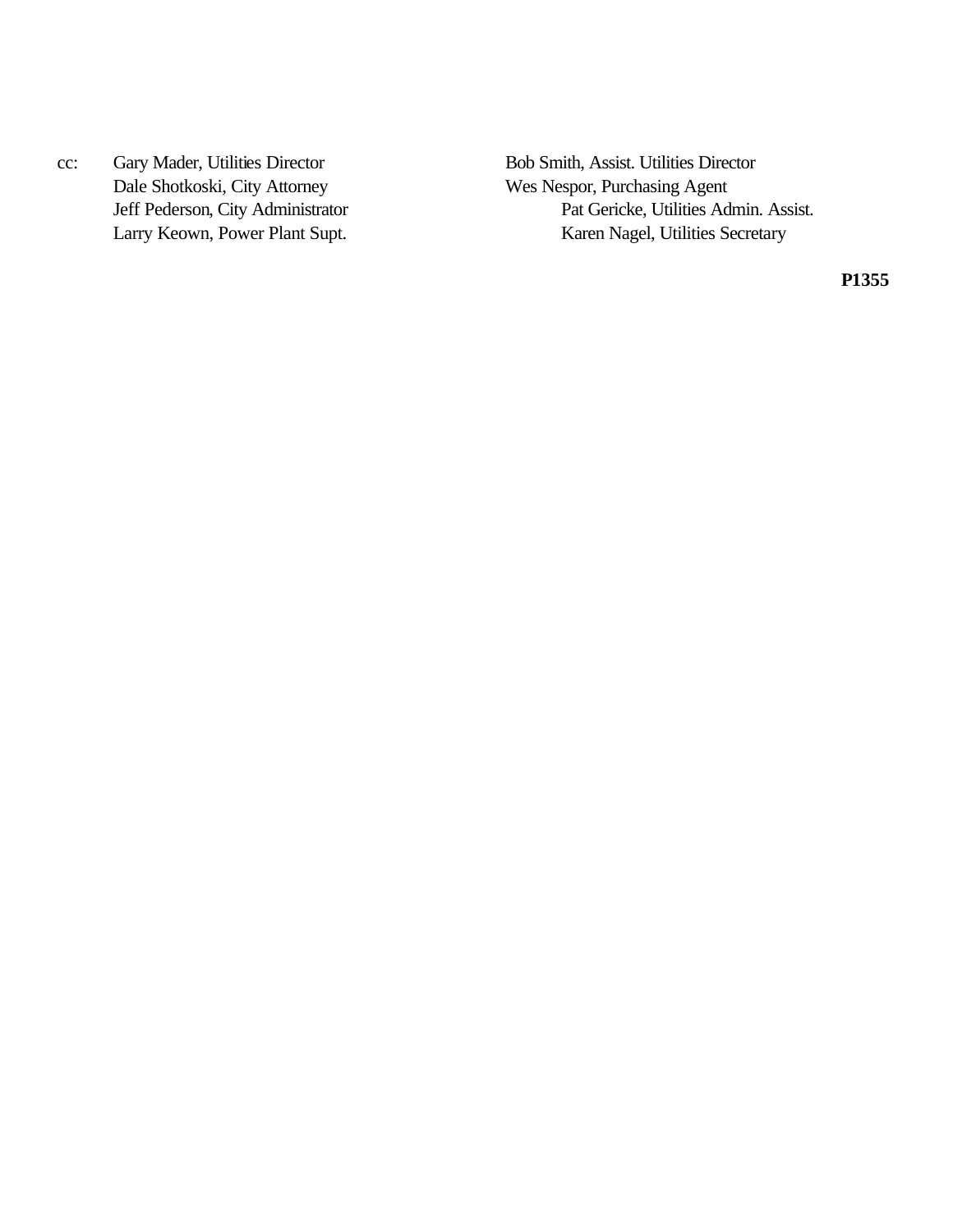cc: Gary Mader, Utilities Director
Dale Shotkoski, City Attorney
Jeff Pederson, City Administrator
Larry Keown, Power Plant Supt.
Bob Smith, Assist. Utilities Director
Wes Nespor, Purchasing Agent
Pat Gericke, Utilities Admin. Assist.
Karen Nagel, Utilities Secretary

**P1355**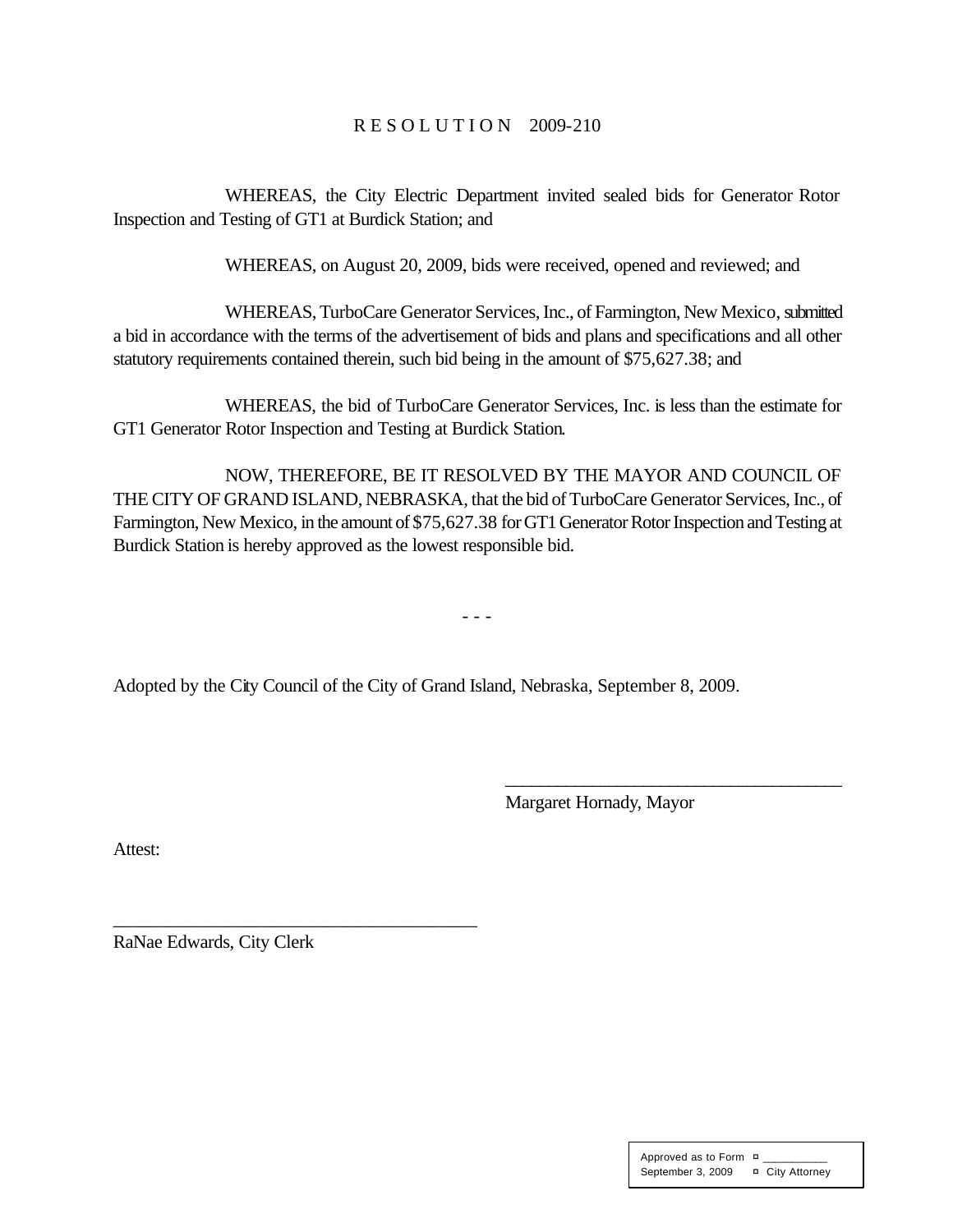# RESOLUTION 2009-210

WHEREAS, the City Electric Department invited sealed bids for Generator Rotor Inspection and Testing of GT1 at Burdick Station; and

WHEREAS, on August 20, 2009, bids were received, opened and reviewed; and

WHEREAS, TurboCare Generator Services, Inc., of Farmington, New Mexico, submitted a bid in accordance with the terms of the advertisement of bids and plans and specifications and all other statutory requirements contained therein, such bid being in the amount of $75,627.38; and

WHEREAS, the bid of TurboCare Generator Services, Inc. is less than the estimate for GT1 Generator Rotor Inspection and Testing at Burdick Station.

NOW, THEREFORE, BE IT RESOLVED BY THE MAYOR AND COUNCIL OF THE CITY OF GRAND ISLAND, NEBRASKA, that the bid of TurboCare Generator Services, Inc., of Farmington, New Mexico, in the amount of $75,627.38 for GT1 Generator Rotor Inspection and Testing at Burdick Station is hereby approved as the lowest responsible bid.

- - -

Adopted by the City Council of the City of Grand Island, Nebraska, September 8, 2009.

_____________________________________
Margaret Hornady, Mayor

Attest:

_____________________________________
RaNae Edwards, City Clerk

| | |
|---|---|
| Approved as to Form | ¤ ___________ |
| September 3, 2009 | ¤ City Attorney |